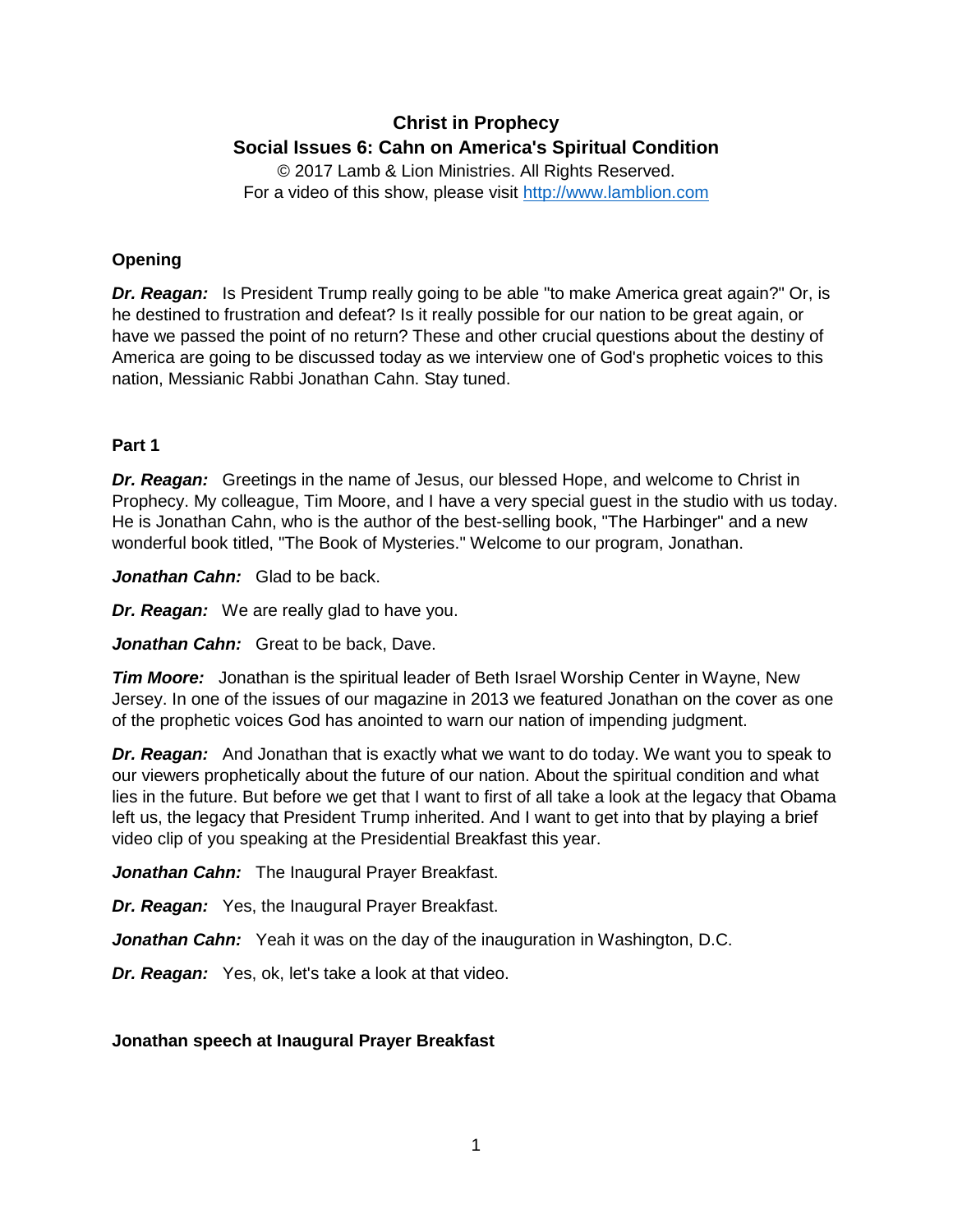# Christ in Prophecy

## Social Issues 6: Cahn on America's Spiritual Condition

© 2017 Lamb & Lion Ministries. All Rights Reserved.
For a video of this show, please visit http://www.lamblion.com

### Opening

***Dr. Reagan:*** Is President Trump really going to be able "to make America great again?" Or, is he destined to frustration and defeat? Is it really possible for our nation to be great again, or have we passed the point of no return? These and other crucial questions about the destiny of America are going to be discussed today as we interview one of God's prophetic voices to this nation, Messianic Rabbi Jonathan Cahn. Stay tuned.

### Part 1

***Dr. Reagan:*** Greetings in the name of Jesus, our blessed Hope, and welcome to Christ in Prophecy. My colleague, Tim Moore, and I have a very special guest in the studio with us today. He is Jonathan Cahn, who is the author of the best-selling book, "The Harbinger" and a new wonderful book titled, "The Book of Mysteries." Welcome to our program, Jonathan.

***Jonathan Cahn:*** Glad to be back.

***Dr. Reagan:*** We are really glad to have you.

***Jonathan Cahn:*** Great to be back, Dave.

***Tim Moore:*** Jonathan is the spiritual leader of Beth Israel Worship Center in Wayne, New Jersey. In one of the issues of our magazine in 2013 we featured Jonathan on the cover as one of the prophetic voices God has anointed to warn our nation of impending judgment.

***Dr. Reagan:*** And Jonathan that is exactly what we want to do today. We want you to speak to our viewers prophetically about the future of our nation. About the spiritual condition and what lies in the future. But before we get that I want to first of all take a look at the legacy that Obama left us, the legacy that President Trump inherited. And I want to get into that by playing a brief video clip of you speaking at the Presidential Breakfast this year.

***Jonathan Cahn:*** The Inaugural Prayer Breakfast.

***Dr. Reagan:*** Yes, the Inaugural Prayer Breakfast.

***Jonathan Cahn:*** Yeah it was on the day of the inauguration in Washington, D.C.

***Dr. Reagan:*** Yes, ok, let's take a look at that video.

### Jonathan speech at Inaugural Prayer Breakfast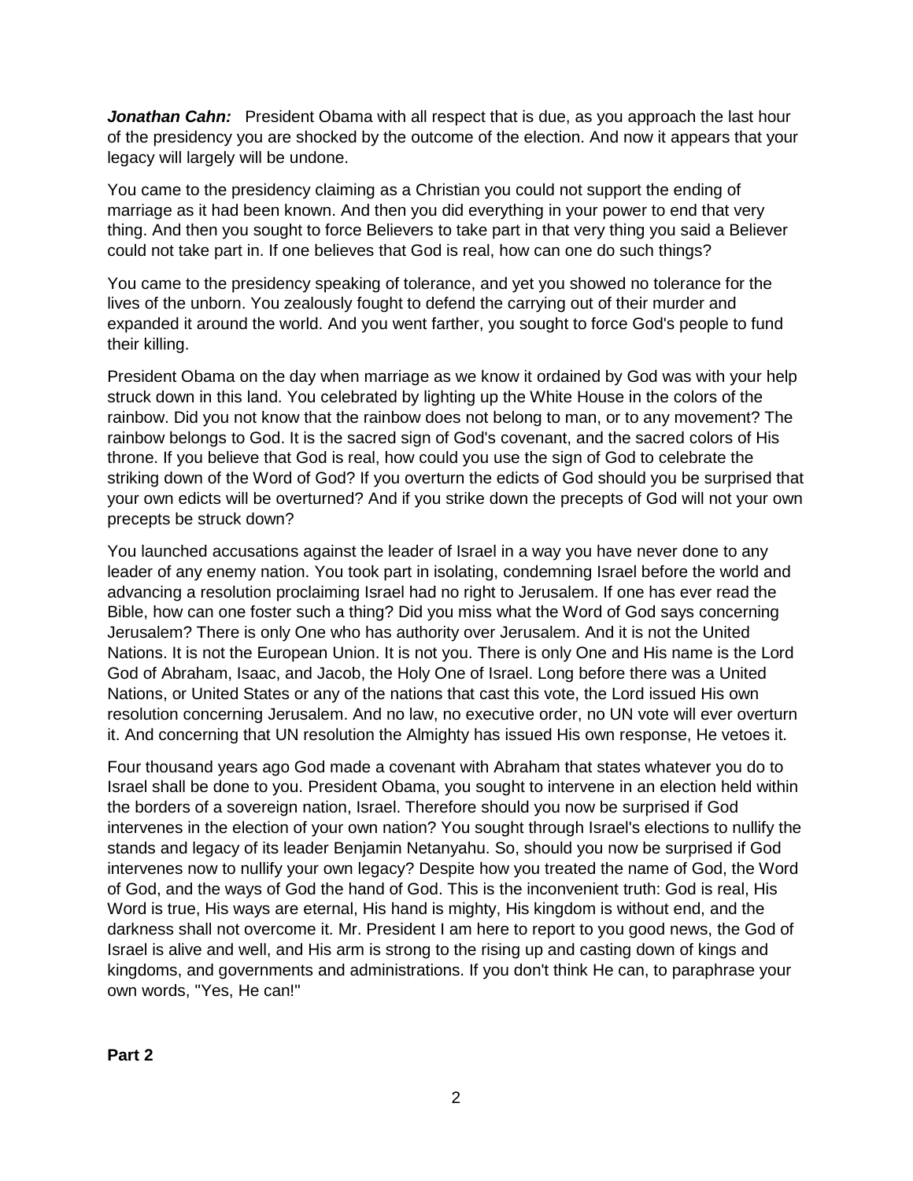***Jonathan Cahn:*** President Obama with all respect that is due, as you approach the last hour of the presidency you are shocked by the outcome of the election. And now it appears that your legacy will largely will be undone.

You came to the presidency claiming as a Christian you could not support the ending of marriage as it had been known. And then you did everything in your power to end that very thing. And then you sought to force Believers to take part in that very thing you said a Believer could not take part in. If one believes that God is real, how can one do such things?

You came to the presidency speaking of tolerance, and yet you showed no tolerance for the lives of the unborn. You zealously fought to defend the carrying out of their murder and expanded it around the world. And you went farther, you sought to force God's people to fund their killing.

President Obama on the day when marriage as we know it ordained by God was with your help struck down in this land. You celebrated by lighting up the White House in the colors of the rainbow. Did you not know that the rainbow does not belong to man, or to any movement? The rainbow belongs to God. It is the sacred sign of God's covenant, and the sacred colors of His throne. If you believe that God is real, how could you use the sign of God to celebrate the striking down of the Word of God? If you overturn the edicts of God should you be surprised that your own edicts will be overturned? And if you strike down the precepts of God will not your own precepts be struck down?

You launched accusations against the leader of Israel in a way you have never done to any leader of any enemy nation. You took part in isolating, condemning Israel before the world and advancing a resolution proclaiming Israel had no right to Jerusalem. If one has ever read the Bible, how can one foster such a thing? Did you miss what the Word of God says concerning Jerusalem? There is only One who has authority over Jerusalem. And it is not the United Nations. It is not the European Union. It is not you. There is only One and His name is the Lord God of Abraham, Isaac, and Jacob, the Holy One of Israel. Long before there was a United Nations, or United States or any of the nations that cast this vote, the Lord issued His own resolution concerning Jerusalem. And no law, no executive order, no UN vote will ever overturn it. And concerning that UN resolution the Almighty has issued His own response, He vetoes it.

Four thousand years ago God made a covenant with Abraham that states whatever you do to Israel shall be done to you. President Obama, you sought to intervene in an election held within the borders of a sovereign nation, Israel. Therefore should you now be surprised if God intervenes in the election of your own nation? You sought through Israel's elections to nullify the stands and legacy of its leader Benjamin Netanyahu. So, should you now be surprised if God intervenes now to nullify your own legacy? Despite how you treated the name of God, the Word of God, and the ways of God the hand of God. This is the inconvenient truth: God is real, His Word is true, His ways are eternal, His hand is mighty, His kingdom is without end, and the darkness shall not overcome it. Mr. President I am here to report to you good news, the God of Israel is alive and well, and His arm is strong to the rising up and casting down of kings and kingdoms, and governments and administrations. If you don't think He can, to paraphrase your own words, "Yes, He can!"

**Part 2**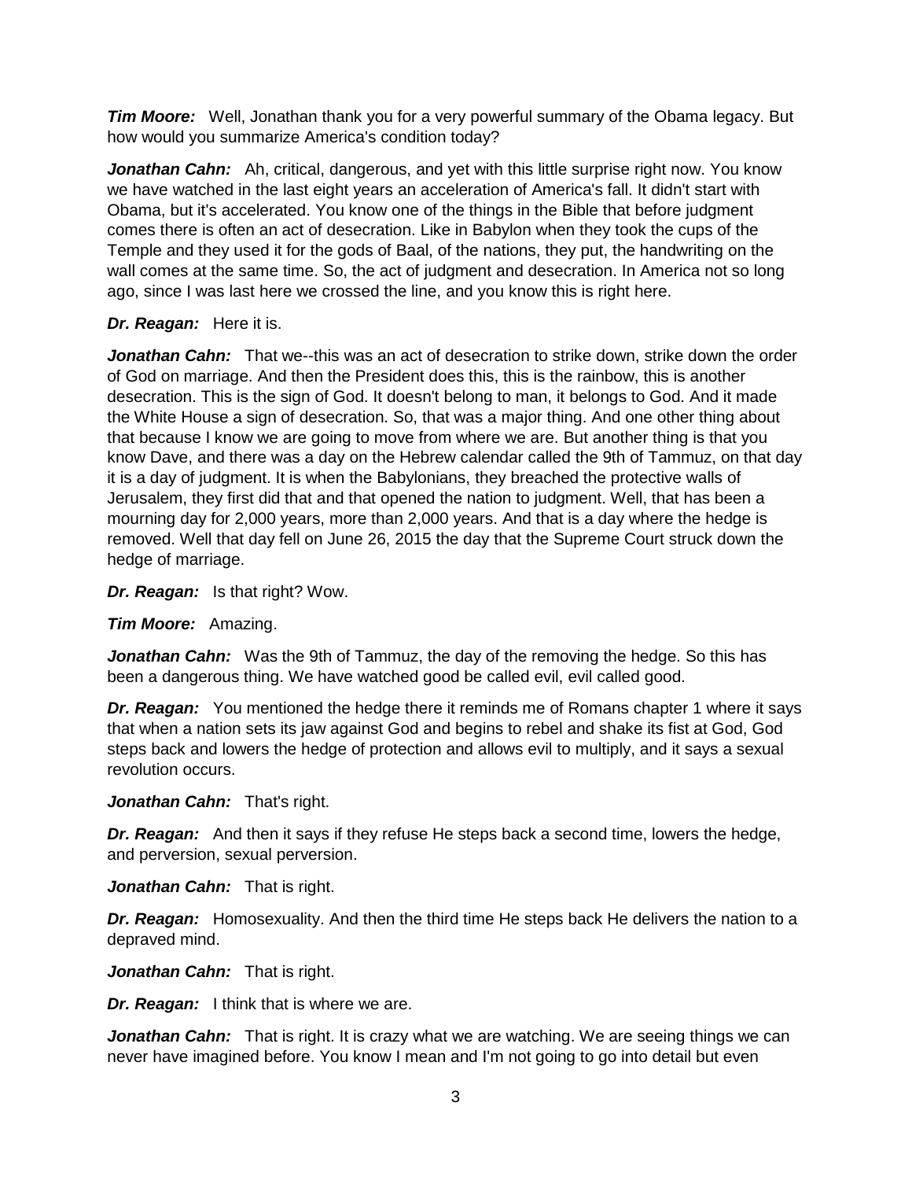***Tim Moore:*** Well, Jonathan thank you for a very powerful summary of the Obama legacy. But how would you summarize America's condition today?

***Jonathan Cahn:*** Ah, critical, dangerous, and yet with this little surprise right now. You know we have watched in the last eight years an acceleration of America's fall. It didn't start with Obama, but it's accelerated. You know one of the things in the Bible that before judgment comes there is often an act of desecration. Like in Babylon when they took the cups of the Temple and they used it for the gods of Baal, of the nations, they put, the handwriting on the wall comes at the same time. So, the act of judgment and desecration. In America not so long ago, since I was last here we crossed the line, and you know this is right here.

***Dr. Reagan:*** Here it is.

***Jonathan Cahn:*** That we--this was an act of desecration to strike down, strike down the order of God on marriage. And then the President does this, this is the rainbow, this is another desecration. This is the sign of God. It doesn't belong to man, it belongs to God. And it made the White House a sign of desecration. So, that was a major thing. And one other thing about that because I know we are going to move from where we are. But another thing is that you know Dave, and there was a day on the Hebrew calendar called the 9th of Tammuz, on that day it is a day of judgment. It is when the Babylonians, they breached the protective walls of Jerusalem, they first did that and that opened the nation to judgment. Well, that has been a mourning day for 2,000 years, more than 2,000 years. And that is a day where the hedge is removed. Well that day fell on June 26, 2015 the day that the Supreme Court struck down the hedge of marriage.

***Dr. Reagan:*** Is that right? Wow.

***Tim Moore:*** Amazing.

***Jonathan Cahn:*** Was the 9th of Tammuz, the day of the removing the hedge. So this has been a dangerous thing. We have watched good be called evil, evil called good.

***Dr. Reagan:*** You mentioned the hedge there it reminds me of Romans chapter 1 where it says that when a nation sets its jaw against God and begins to rebel and shake its fist at God, God steps back and lowers the hedge of protection and allows evil to multiply, and it says a sexual revolution occurs.

***Jonathan Cahn:*** That's right.

***Dr. Reagan:*** And then it says if they refuse He steps back a second time, lowers the hedge, and perversion, sexual perversion.

***Jonathan Cahn:*** That is right.

***Dr. Reagan:*** Homosexuality. And then the third time He steps back He delivers the nation to a depraved mind.

***Jonathan Cahn:*** That is right.

***Dr. Reagan:*** I think that is where we are.

***Jonathan Cahn:*** That is right. It is crazy what we are watching. We are seeing things we can never have imagined before. You know I mean and I'm not going to go into detail but even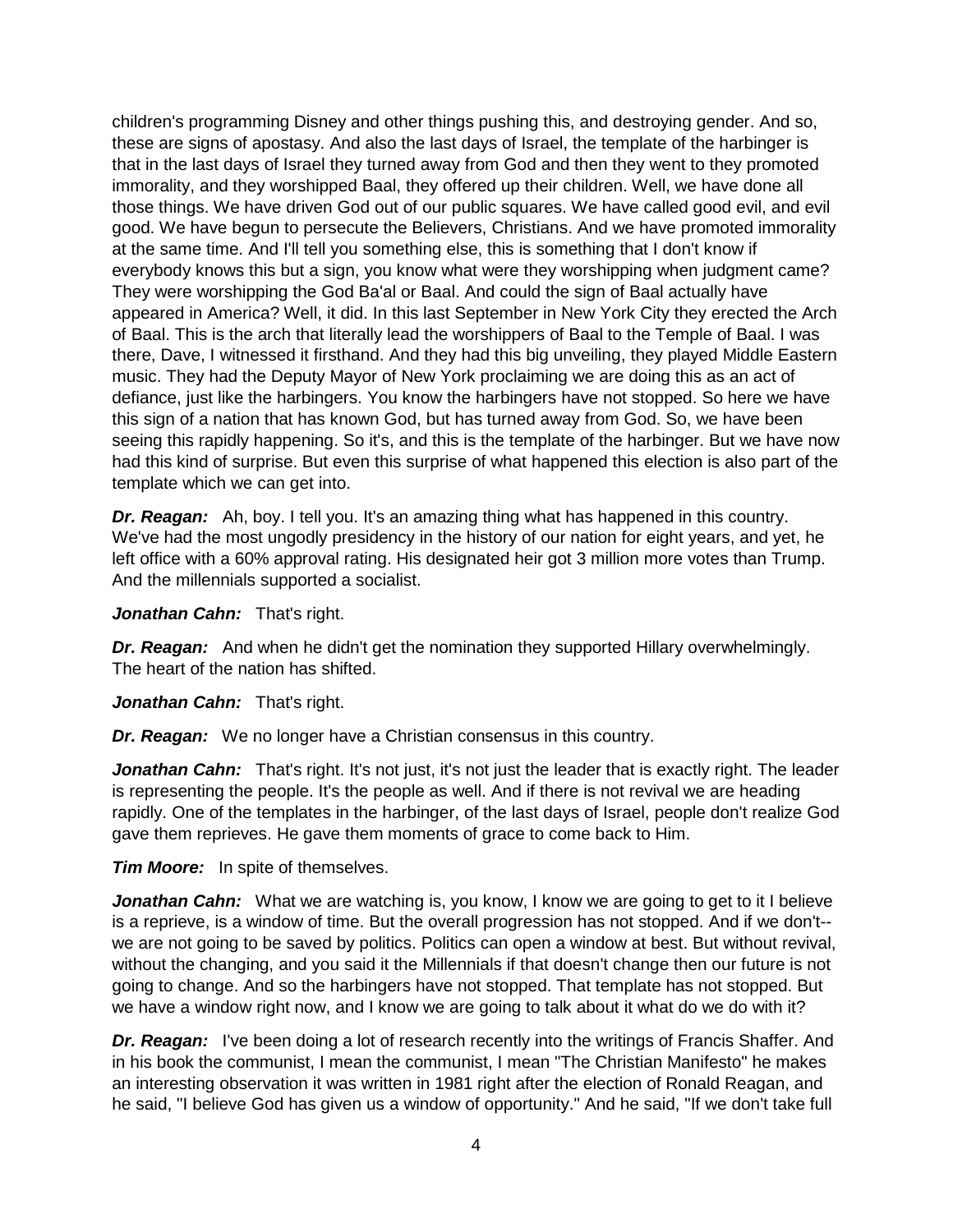children's programming Disney and other things pushing this, and destroying gender. And so, these are signs of apostasy. And also the last days of Israel, the template of the harbinger is that in the last days of Israel they turned away from God and then they went to they promoted immorality, and they worshipped Baal, they offered up their children. Well, we have done all those things. We have driven God out of our public squares. We have called good evil, and evil good. We have begun to persecute the Believers, Christians. And we have promoted immorality at the same time. And I'll tell you something else, this is something that I don't know if everybody knows this but a sign, you know what were they worshipping when judgment came? They were worshipping the God Ba'al or Baal. And could the sign of Baal actually have appeared in America? Well, it did. In this last September in New York City they erected the Arch of Baal. This is the arch that literally lead the worshippers of Baal to the Temple of Baal. I was there, Dave, I witnessed it firsthand. And they had this big unveiling, they played Middle Eastern music. They had the Deputy Mayor of New York proclaiming we are doing this as an act of defiance, just like the harbingers. You know the harbingers have not stopped. So here we have this sign of a nation that has known God, but has turned away from God. So, we have been seeing this rapidly happening. So it's, and this is the template of the harbinger. But we have now had this kind of surprise. But even this surprise of what happened this election is also part of the template which we can get into.

***Dr. Reagan:*** Ah, boy. I tell you. It's an amazing thing what has happened in this country. We've had the most ungodly presidency in the history of our nation for eight years, and yet, he left office with a 60% approval rating. His designated heir got 3 million more votes than Trump. And the millennials supported a socialist.

***Jonathan Cahn:*** That's right.

***Dr. Reagan:*** And when he didn't get the nomination they supported Hillary overwhelmingly. The heart of the nation has shifted.

***Jonathan Cahn:*** That's right.

***Dr. Reagan:*** We no longer have a Christian consensus in this country.

***Jonathan Cahn:*** That's right. It's not just, it's not just the leader that is exactly right. The leader is representing the people. It's the people as well. And if there is not revival we are heading rapidly. One of the templates in the harbinger, of the last days of Israel, people don't realize God gave them reprieves. He gave them moments of grace to come back to Him.

***Tim Moore:*** In spite of themselves.

***Jonathan Cahn:*** What we are watching is, you know, I know we are going to get to it I believe is a reprieve, is a window of time. But the overall progression has not stopped. And if we don't-- we are not going to be saved by politics. Politics can open a window at best. But without revival, without the changing, and you said it the Millennials if that doesn't change then our future is not going to change. And so the harbingers have not stopped. That template has not stopped. But we have a window right now, and I know we are going to talk about it what do we do with it?

***Dr. Reagan:*** I've been doing a lot of research recently into the writings of Francis Shaffer. And in his book the communist, I mean the communist, I mean "The Christian Manifesto" he makes an interesting observation it was written in 1981 right after the election of Ronald Reagan, and he said, "I believe God has given us a window of opportunity." And he said, "If we don't take full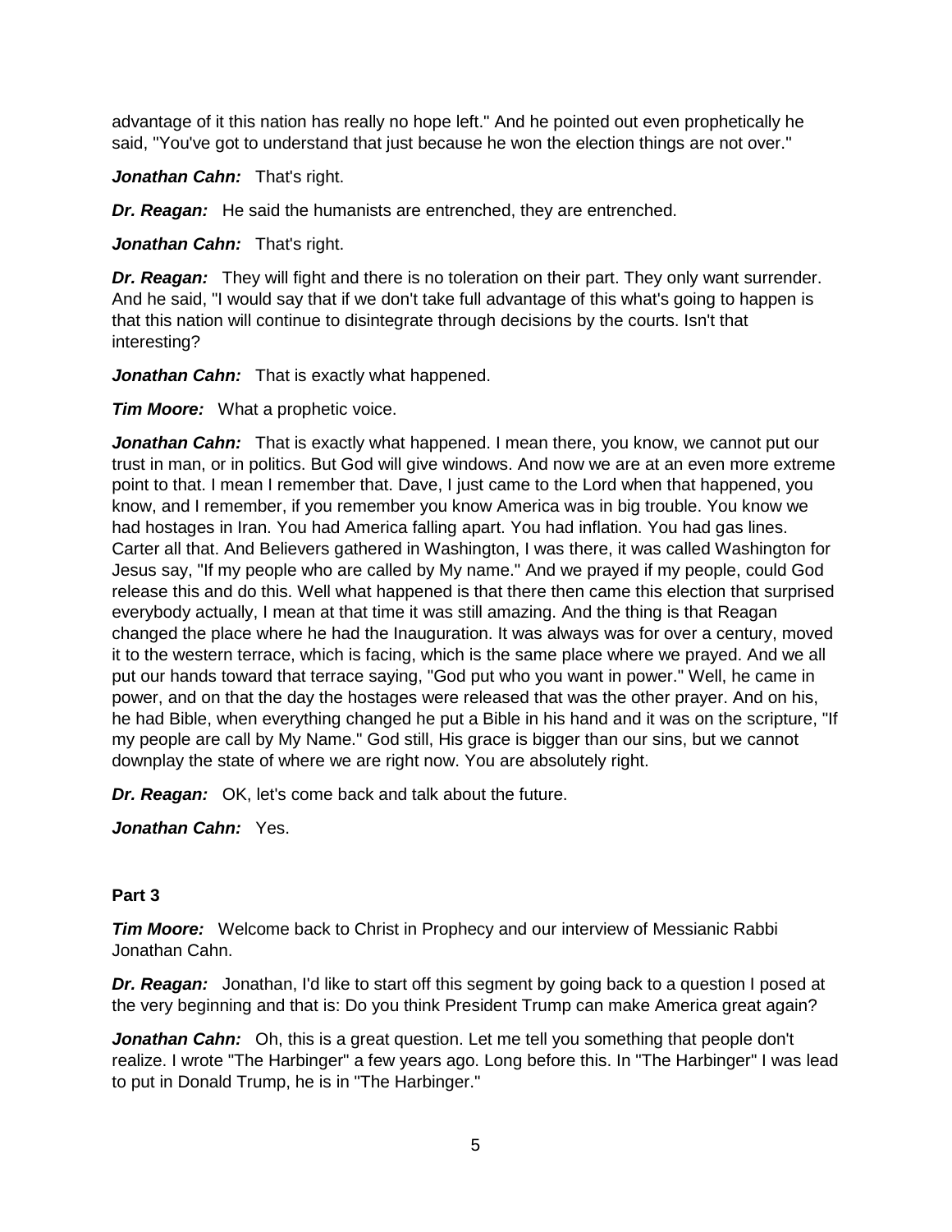advantage of it this nation has really no hope left." And he pointed out even prophetically he said, "You've got to understand that just because he won the election things are not over."

***Jonathan Cahn:*** That's right.

***Dr. Reagan:*** He said the humanists are entrenched, they are entrenched.

***Jonathan Cahn:*** That's right.

***Dr. Reagan:*** They will fight and there is no toleration on their part. They only want surrender. And he said, "I would say that if we don't take full advantage of this what's going to happen is that this nation will continue to disintegrate through decisions by the courts. Isn't that interesting?

***Jonathan Cahn:*** That is exactly what happened.

***Tim Moore:*** What a prophetic voice.

***Jonathan Cahn:*** That is exactly what happened. I mean there, you know, we cannot put our trust in man, or in politics. But God will give windows. And now we are at an even more extreme point to that. I mean I remember that. Dave, I just came to the Lord when that happened, you know, and I remember, if you remember you know America was in big trouble. You know we had hostages in Iran. You had America falling apart. You had inflation. You had gas lines. Carter all that. And Believers gathered in Washington, I was there, it was called Washington for Jesus say, "If my people who are called by My name." And we prayed if my people, could God release this and do this. Well what happened is that there then came this election that surprised everybody actually, I mean at that time it was still amazing. And the thing is that Reagan changed the place where he had the Inauguration. It was always was for over a century, moved it to the western terrace, which is facing, which is the same place where we prayed. And we all put our hands toward that terrace saying, "God put who you want in power." Well, he came in power, and on that the day the hostages were released that was the other prayer. And on his, he had Bible, when everything changed he put a Bible in his hand and it was on the scripture, "If my people are call by My Name." God still, His grace is bigger than our sins, but we cannot downplay the state of where we are right now. You are absolutely right.

***Dr. Reagan:*** OK, let's come back and talk about the future.

***Jonathan Cahn:*** Yes.

**Part 3**

***Tim Moore:*** Welcome back to Christ in Prophecy and our interview of Messianic Rabbi Jonathan Cahn.

***Dr. Reagan:*** Jonathan, I'd like to start off this segment by going back to a question I posed at the very beginning and that is: Do you think President Trump can make America great again?

***Jonathan Cahn:*** Oh, this is a great question. Let me tell you something that people don't realize. I wrote "The Harbinger" a few years ago. Long before this. In "The Harbinger" I was lead to put in Donald Trump, he is in "The Harbinger."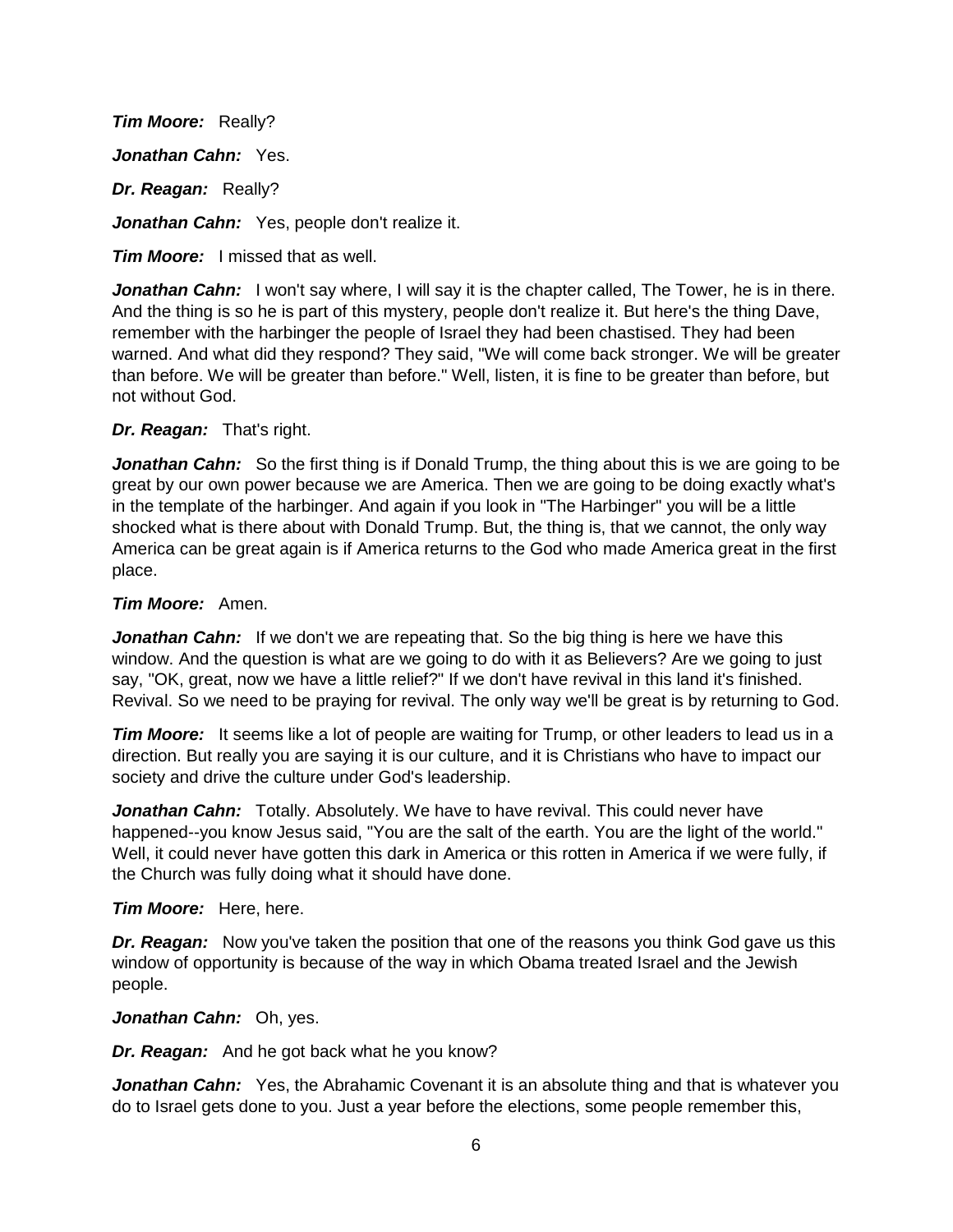***Tim Moore:*** Really?

***Jonathan Cahn:*** Yes.

***Dr. Reagan:*** Really?

***Jonathan Cahn:*** Yes, people don't realize it.

***Tim Moore:*** I missed that as well.

***Jonathan Cahn:*** I won't say where, I will say it is the chapter called, The Tower, he is in there. And the thing is so he is part of this mystery, people don't realize it. But here's the thing Dave, remember with the harbinger the people of Israel they had been chastised. They had been warned. And what did they respond? They said, "We will come back stronger. We will be greater than before. We will be greater than before." Well, listen, it is fine to be greater than before, but not without God.

***Dr. Reagan:*** That's right.

***Jonathan Cahn:*** So the first thing is if Donald Trump, the thing about this is we are going to be great by our own power because we are America. Then we are going to be doing exactly what's in the template of the harbinger. And again if you look in "The Harbinger" you will be a little shocked what is there about with Donald Trump. But, the thing is, that we cannot, the only way America can be great again is if America returns to the God who made America great in the first place.

***Tim Moore:*** Amen.

***Jonathan Cahn:*** If we don't we are repeating that. So the big thing is here we have this window. And the question is what are we going to do with it as Believers? Are we going to just say, "OK, great, now we have a little relief?" If we don't have revival in this land it's finished. Revival. So we need to be praying for revival. The only way we'll be great is by returning to God.

***Tim Moore:*** It seems like a lot of people are waiting for Trump, or other leaders to lead us in a direction. But really you are saying it is our culture, and it is Christians who have to impact our society and drive the culture under God's leadership.

***Jonathan Cahn:*** Totally. Absolutely. We have to have revival. This could never have happened--you know Jesus said, "You are the salt of the earth. You are the light of the world." Well, it could never have gotten this dark in America or this rotten in America if we were fully, if the Church was fully doing what it should have done.

***Tim Moore:*** Here, here.

***Dr. Reagan:*** Now you've taken the position that one of the reasons you think God gave us this window of opportunity is because of the way in which Obama treated Israel and the Jewish people.

***Jonathan Cahn:*** Oh, yes.

***Dr. Reagan:*** And he got back what he you know?

***Jonathan Cahn:*** Yes, the Abrahamic Covenant it is an absolute thing and that is whatever you do to Israel gets done to you. Just a year before the elections, some people remember this,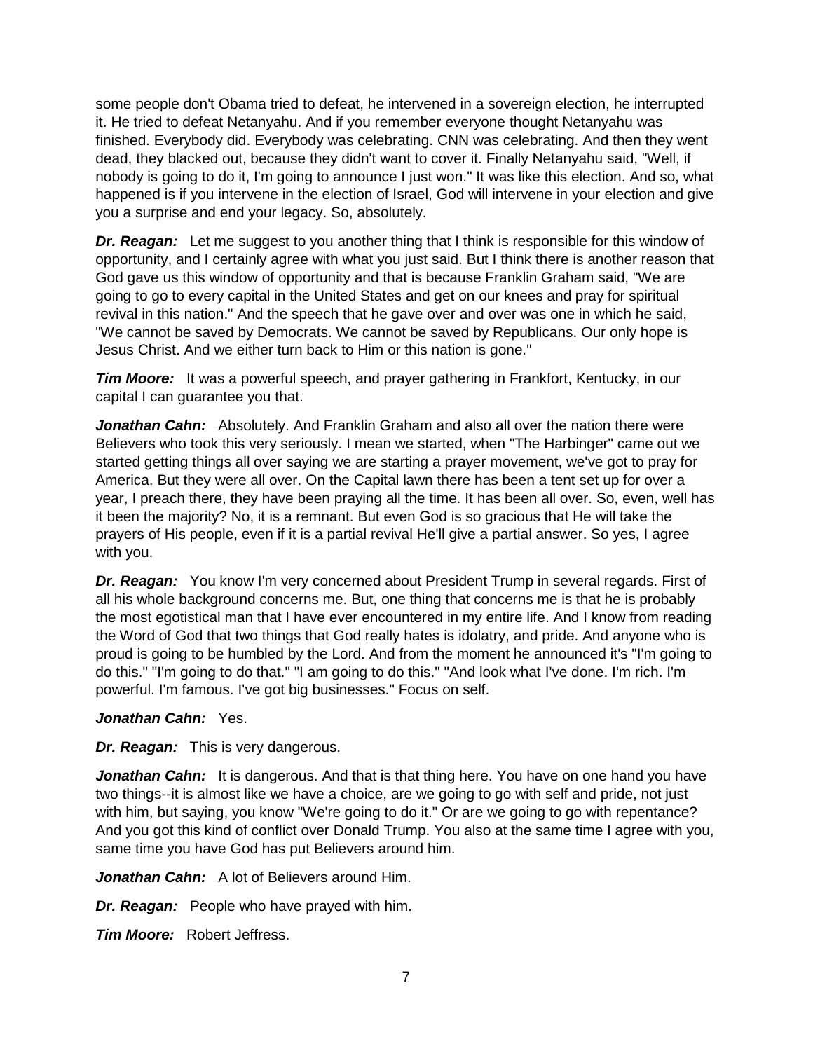some people don't Obama tried to defeat, he intervened in a sovereign election, he interrupted it. He tried to defeat Netanyahu. And if you remember everyone thought Netanyahu was finished. Everybody did. Everybody was celebrating. CNN was celebrating. And then they went dead, they blacked out, because they didn't want to cover it. Finally Netanyahu said, "Well, if nobody is going to do it, I'm going to announce I just won." It was like this election. And so, what happened is if you intervene in the election of Israel, God will intervene in your election and give you a surprise and end your legacy. So, absolutely.

***Dr. Reagan:*** Let me suggest to you another thing that I think is responsible for this window of opportunity, and I certainly agree with what you just said. But I think there is another reason that God gave us this window of opportunity and that is because Franklin Graham said, "We are going to go to every capital in the United States and get on our knees and pray for spiritual revival in this nation." And the speech that he gave over and over was one in which he said, "We cannot be saved by Democrats. We cannot be saved by Republicans. Our only hope is Jesus Christ. And we either turn back to Him or this nation is gone."

***Tim Moore:*** It was a powerful speech, and prayer gathering in Frankfort, Kentucky, in our capital I can guarantee you that.

***Jonathan Cahn:*** Absolutely. And Franklin Graham and also all over the nation there were Believers who took this very seriously. I mean we started, when "The Harbinger" came out we started getting things all over saying we are starting a prayer movement, we've got to pray for America. But they were all over. On the Capital lawn there has been a tent set up for over a year, I preach there, they have been praying all the time. It has been all over. So, even, well has it been the majority? No, it is a remnant. But even God is so gracious that He will take the prayers of His people, even if it is a partial revival He'll give a partial answer. So yes, I agree with you.

***Dr. Reagan:*** You know I'm very concerned about President Trump in several regards. First of all his whole background concerns me. But, one thing that concerns me is that he is probably the most egotistical man that I have ever encountered in my entire life. And I know from reading the Word of God that two things that God really hates is idolatry, and pride. And anyone who is proud is going to be humbled by the Lord. And from the moment he announced it's "I'm going to do this." "I'm going to do that." "I am going to do this." "And look what I've done. I'm rich. I'm powerful. I'm famous. I've got big businesses." Focus on self.

***Jonathan Cahn:*** Yes.

***Dr. Reagan:*** This is very dangerous.

***Jonathan Cahn:*** It is dangerous. And that is that thing here. You have on one hand you have two things--it is almost like we have a choice, are we going to go with self and pride, not just with him, but saying, you know "We're going to do it." Or are we going to go with repentance? And you got this kind of conflict over Donald Trump. You also at the same time I agree with you, same time you have God has put Believers around him.

***Jonathan Cahn:*** A lot of Believers around Him.

***Dr. Reagan:*** People who have prayed with him.

***Tim Moore:*** Robert Jeffress.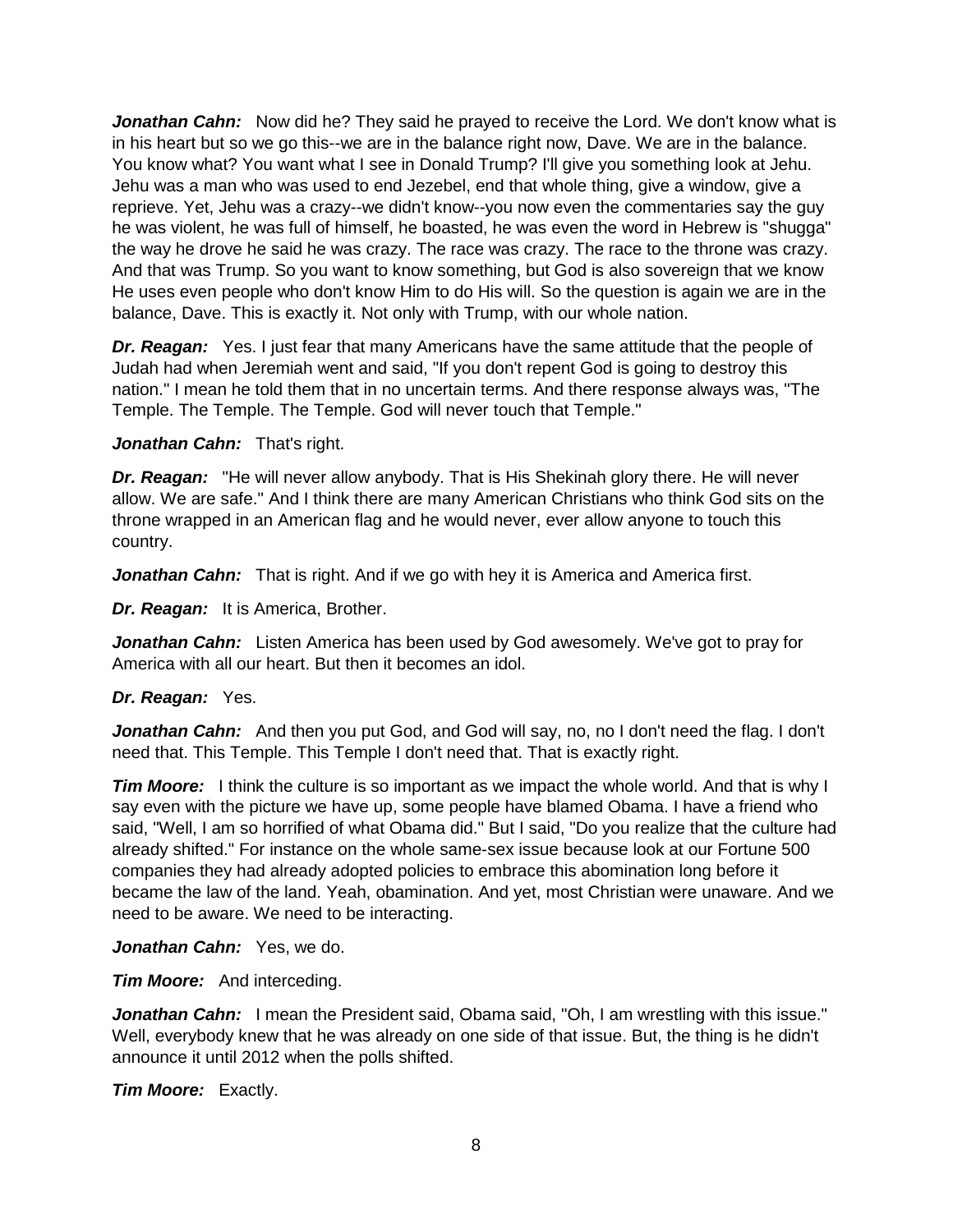***Jonathan Cahn:*** Now did he? They said he prayed to receive the Lord. We don't know what is in his heart but so we go this--we are in the balance right now, Dave. We are in the balance. You know what? You want what I see in Donald Trump? I'll give you something look at Jehu. Jehu was a man who was used to end Jezebel, end that whole thing, give a window, give a reprieve. Yet, Jehu was a crazy--we didn't know--you now even the commentaries say the guy he was violent, he was full of himself, he boasted, he was even the word in Hebrew is "shugga" the way he drove he said he was crazy. The race was crazy. The race to the throne was crazy. And that was Trump. So you want to know something, but God is also sovereign that we know He uses even people who don't know Him to do His will. So the question is again we are in the balance, Dave. This is exactly it. Not only with Trump, with our whole nation.

***Dr. Reagan:*** Yes. I just fear that many Americans have the same attitude that the people of Judah had when Jeremiah went and said, "If you don't repent God is going to destroy this nation." I mean he told them that in no uncertain terms. And there response always was, "The Temple. The Temple. The Temple. God will never touch that Temple."

***Jonathan Cahn:*** That's right.

***Dr. Reagan:*** "He will never allow anybody. That is His Shekinah glory there. He will never allow. We are safe." And I think there are many American Christians who think God sits on the throne wrapped in an American flag and he would never, ever allow anyone to touch this country.

***Jonathan Cahn:*** That is right. And if we go with hey it is America and America first.

***Dr. Reagan:*** It is America, Brother.

***Jonathan Cahn:*** Listen America has been used by God awesomely. We've got to pray for America with all our heart. But then it becomes an idol.

***Dr. Reagan:*** Yes.

***Jonathan Cahn:*** And then you put God, and God will say, no, no I don't need the flag. I don't need that. This Temple. This Temple I don't need that. That is exactly right.

***Tim Moore:*** I think the culture is so important as we impact the whole world. And that is why I say even with the picture we have up, some people have blamed Obama. I have a friend who said, "Well, I am so horrified of what Obama did." But I said, "Do you realize that the culture had already shifted." For instance on the whole same-sex issue because look at our Fortune 500 companies they had already adopted policies to embrace this abomination long before it became the law of the land. Yeah, obamination. And yet, most Christian were unaware. And we need to be aware. We need to be interacting.

***Jonathan Cahn:*** Yes, we do.

***Tim Moore:*** And interceding.

***Jonathan Cahn:*** I mean the President said, Obama said, "Oh, I am wrestling with this issue." Well, everybody knew that he was already on one side of that issue. But, the thing is he didn't announce it until 2012 when the polls shifted.

***Tim Moore:*** Exactly.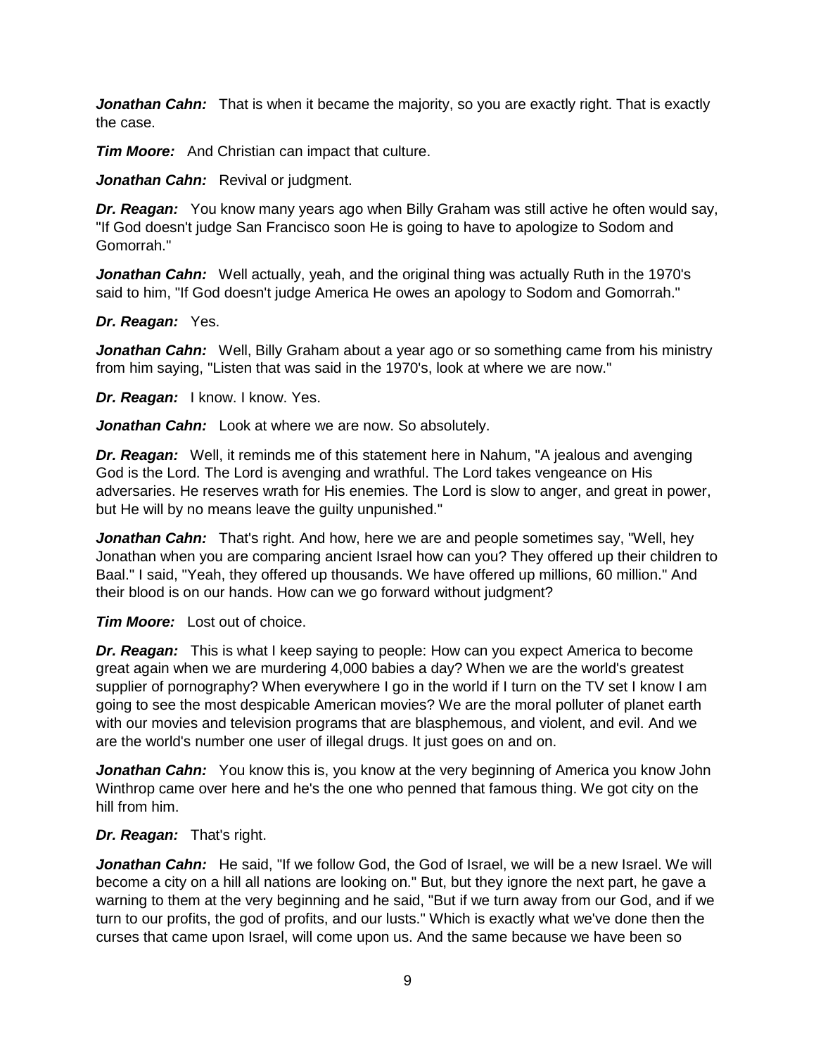***Jonathan Cahn:*** That is when it became the majority, so you are exactly right. That is exactly the case.

***Tim Moore:*** And Christian can impact that culture.

***Jonathan Cahn:*** Revival or judgment.

***Dr. Reagan:*** You know many years ago when Billy Graham was still active he often would say, "If God doesn't judge San Francisco soon He is going to have to apologize to Sodom and Gomorrah."

***Jonathan Cahn:*** Well actually, yeah, and the original thing was actually Ruth in the 1970's said to him, "If God doesn't judge America He owes an apology to Sodom and Gomorrah."

***Dr. Reagan:*** Yes.

***Jonathan Cahn:*** Well, Billy Graham about a year ago or so something came from his ministry from him saying, "Listen that was said in the 1970's, look at where we are now."

***Dr. Reagan:*** I know. I know. Yes.

***Jonathan Cahn:*** Look at where we are now. So absolutely.

***Dr. Reagan:*** Well, it reminds me of this statement here in Nahum, "A jealous and avenging God is the Lord. The Lord is avenging and wrathful. The Lord takes vengeance on His adversaries. He reserves wrath for His enemies. The Lord is slow to anger, and great in power, but He will by no means leave the guilty unpunished."

***Jonathan Cahn:*** That's right. And how, here we are and people sometimes say, "Well, hey Jonathan when you are comparing ancient Israel how can you? They offered up their children to Baal." I said, "Yeah, they offered up thousands. We have offered up millions, 60 million." And their blood is on our hands. How can we go forward without judgment?

***Tim Moore:*** Lost out of choice.

***Dr. Reagan:*** This is what I keep saying to people: How can you expect America to become great again when we are murdering 4,000 babies a day? When we are the world's greatest supplier of pornography? When everywhere I go in the world if I turn on the TV set I know I am going to see the most despicable American movies? We are the moral polluter of planet earth with our movies and television programs that are blasphemous, and violent, and evil. And we are the world's number one user of illegal drugs. It just goes on and on.

***Jonathan Cahn:*** You know this is, you know at the very beginning of America you know John Winthrop came over here and he's the one who penned that famous thing. We got city on the hill from him.

***Dr. Reagan:*** That's right.

***Jonathan Cahn:*** He said, "If we follow God, the God of Israel, we will be a new Israel. We will become a city on a hill all nations are looking on." But, but they ignore the next part, he gave a warning to them at the very beginning and he said, "But if we turn away from our God, and if we turn to our profits, the god of profits, and our lusts." Which is exactly what we've done then the curses that came upon Israel, will come upon us. And the same because we have been so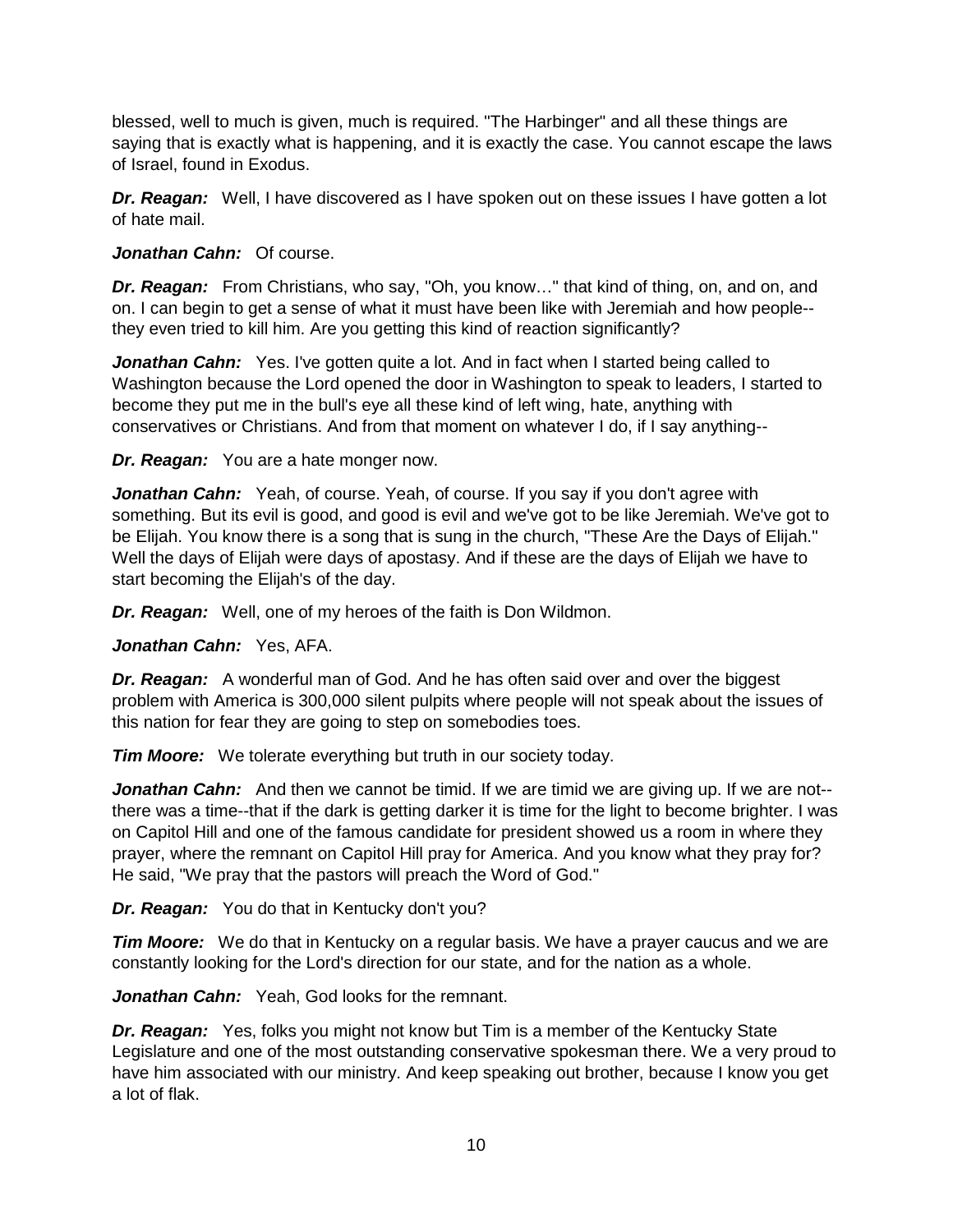blessed, well to much is given, much is required. "The Harbinger" and all these things are saying that is exactly what is happening, and it is exactly the case. You cannot escape the laws of Israel, found in Exodus.

***Dr. Reagan:*** Well, I have discovered as I have spoken out on these issues I have gotten a lot of hate mail.

***Jonathan Cahn:*** Of course.

***Dr. Reagan:*** From Christians, who say, "Oh, you know…" that kind of thing, on, and on, and on. I can begin to get a sense of what it must have been like with Jeremiah and how people--they even tried to kill him. Are you getting this kind of reaction significantly?

***Jonathan Cahn:*** Yes. I've gotten quite a lot. And in fact when I started being called to Washington because the Lord opened the door in Washington to speak to leaders, I started to become they put me in the bull's eye all these kind of left wing, hate, anything with conservatives or Christians. And from that moment on whatever I do, if I say anything--

***Dr. Reagan:*** You are a hate monger now.

***Jonathan Cahn:*** Yeah, of course. Yeah, of course. If you say if you don't agree with something. But its evil is good, and good is evil and we've got to be like Jeremiah. We've got to be Elijah. You know there is a song that is sung in the church, "These Are the Days of Elijah." Well the days of Elijah were days of apostasy. And if these are the days of Elijah we have to start becoming the Elijah's of the day.

***Dr. Reagan:*** Well, one of my heroes of the faith is Don Wildmon.

***Jonathan Cahn:*** Yes, AFA.

***Dr. Reagan:*** A wonderful man of God. And he has often said over and over the biggest problem with America is 300,000 silent pulpits where people will not speak about the issues of this nation for fear they are going to step on somebodies toes.

***Tim Moore:*** We tolerate everything but truth in our society today.

***Jonathan Cahn:*** And then we cannot be timid. If we are timid we are giving up. If we are not--there was a time--that if the dark is getting darker it is time for the light to become brighter. I was on Capitol Hill and one of the famous candidate for president showed us a room in where they prayer, where the remnant on Capitol Hill pray for America. And you know what they pray for? He said, "We pray that the pastors will preach the Word of God."

***Dr. Reagan:*** You do that in Kentucky don't you?

***Tim Moore:*** We do that in Kentucky on a regular basis. We have a prayer caucus and we are constantly looking for the Lord's direction for our state, and for the nation as a whole.

***Jonathan Cahn:*** Yeah, God looks for the remnant.

***Dr. Reagan:*** Yes, folks you might not know but Tim is a member of the Kentucky State Legislature and one of the most outstanding conservative spokesman there. We a very proud to have him associated with our ministry. And keep speaking out brother, because I know you get a lot of flak.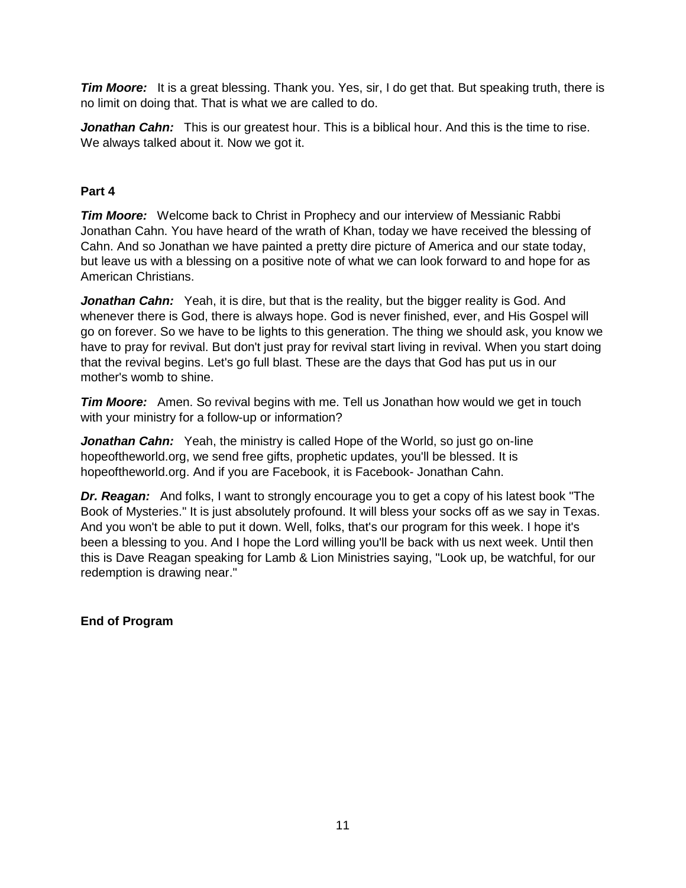***Tim Moore:*** It is a great blessing. Thank you. Yes, sir, I do get that. But speaking truth, there is no limit on doing that. That is what we are called to do.

***Jonathan Cahn:*** This is our greatest hour. This is a biblical hour. And this is the time to rise. We always talked about it. Now we got it.

**Part 4**

***Tim Moore:*** Welcome back to Christ in Prophecy and our interview of Messianic Rabbi Jonathan Cahn. You have heard of the wrath of Khan, today we have received the blessing of Cahn. And so Jonathan we have painted a pretty dire picture of America and our state today, but leave us with a blessing on a positive note of what we can look forward to and hope for as American Christians.

***Jonathan Cahn:*** Yeah, it is dire, but that is the reality, but the bigger reality is God. And whenever there is God, there is always hope. God is never finished, ever, and His Gospel will go on forever. So we have to be lights to this generation. The thing we should ask, you know we have to pray for revival. But don't just pray for revival start living in revival. When you start doing that the revival begins. Let's go full blast. These are the days that God has put us in our mother's womb to shine.

***Tim Moore:*** Amen. So revival begins with me. Tell us Jonathan how would we get in touch with your ministry for a follow-up or information?

***Jonathan Cahn:*** Yeah, the ministry is called Hope of the World, so just go on-line hopeoftheworld.org, we send free gifts, prophetic updates, you'll be blessed. It is hopeoftheworld.org. And if you are Facebook, it is Facebook- Jonathan Cahn.

***Dr. Reagan:*** And folks, I want to strongly encourage you to get a copy of his latest book "The Book of Mysteries." It is just absolutely profound. It will bless your socks off as we say in Texas. And you won't be able to put it down. Well, folks, that's our program for this week. I hope it's been a blessing to you. And I hope the Lord willing you'll be back with us next week. Until then this is Dave Reagan speaking for Lamb & Lion Ministries saying, "Look up, be watchful, for our redemption is drawing near."

**End of Program**